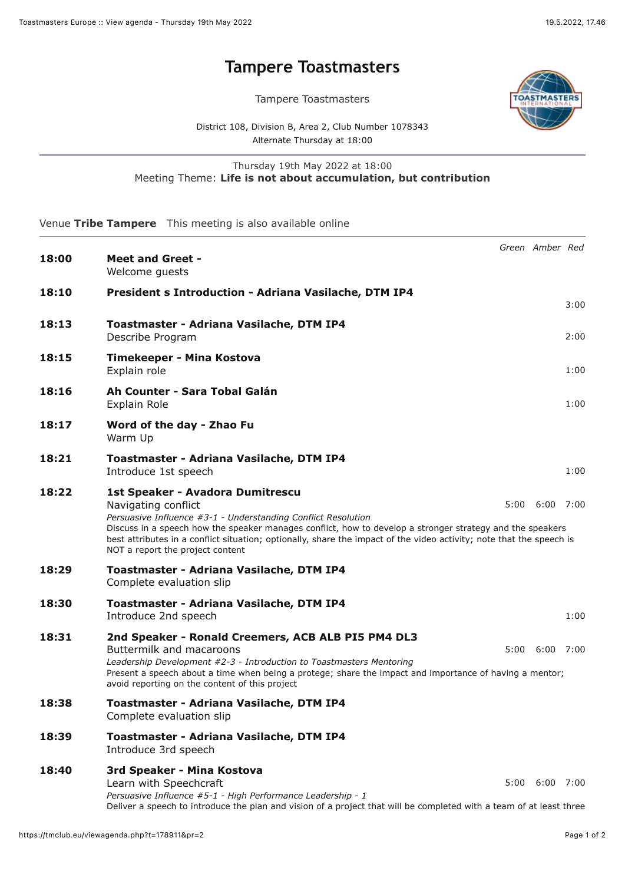# Tampere Toastmasters

Tampere Toastmasters

District 108, Division B, Area 2, Club Number 1078343
Alternate Thursday at 18:00

Thursday 19th May 2022 at 18:00
Meeting Theme: **Life is not about accumulation, but contribution**

Venue **Tribe Tampere** This meeting is also available online

| Time | Item | Green | Amber | Red |
|---|---|---|---|---|
| **18:00** | **Meet and Greet -**<br>Welcome guests | | | |
| **18:10** | **President s Introduction - Adriana Vasilache, DTM IP4** | | | 3:00 |
| **18:13** | **Toastmaster - Adriana Vasilache, DTM IP4**<br>Describe Program | | | 2:00 |
| **18:15** | **Timekeeper - Mina Kostova**<br>Explain role | | | 1:00 |
| **18:16** | **Ah Counter - Sara Tobal Galán**<br>Explain Role | | | 1:00 |
| **18:17** | **Word of the day - Zhao Fu**<br>Warm Up | | | |
| **18:21** | **Toastmaster - Adriana Vasilache, DTM IP4**<br>Introduce 1st speech | | | 1:00 |
| **18:22** | **1st Speaker - Avadora Dumitrescu**<br>Navigating conflict<br>*Persuasive Influence #3-1 - Understanding Conflict Resolution*<br>Discuss in a speech how the speaker manages conflict, how to develop a stronger strategy and the speakers best attributes in a conflict situation; optionally, share the impact of the video activity; note that the speech is NOT a report the project content | 5:00 | 6:00 | 7:00 |
| **18:29** | **Toastmaster - Adriana Vasilache, DTM IP4**<br>Complete evaluation slip | | | |
| **18:30** | **Toastmaster - Adriana Vasilache, DTM IP4**<br>Introduce 2nd speech | | | 1:00 |
| **18:31** | **2nd Speaker - Ronald Creemers, ACB ALB PI5 PM4 DL3**<br>Buttermilk and macaroons<br>*Leadership Development #2-3 - Introduction to Toastmasters Mentoring*<br>Present a speech about a time when being a protege; share the impact and importance of having a mentor; avoid reporting on the content of this project | 5:00 | 6:00 | 7:00 |
| **18:38** | **Toastmaster - Adriana Vasilache, DTM IP4**<br>Complete evaluation slip | | | |
| **18:39** | **Toastmaster - Adriana Vasilache, DTM IP4**<br>Introduce 3rd speech | | | |
| **18:40** | **3rd Speaker - Mina Kostova**<br>Learn with Speechcraft<br>*Persuasive Influence #5-1 - High Performance Leadership - 1*<br>Deliver a speech to introduce the plan and vision of a project that will be completed with a team of at least three | 5:00 | 6:00 | 7:00 |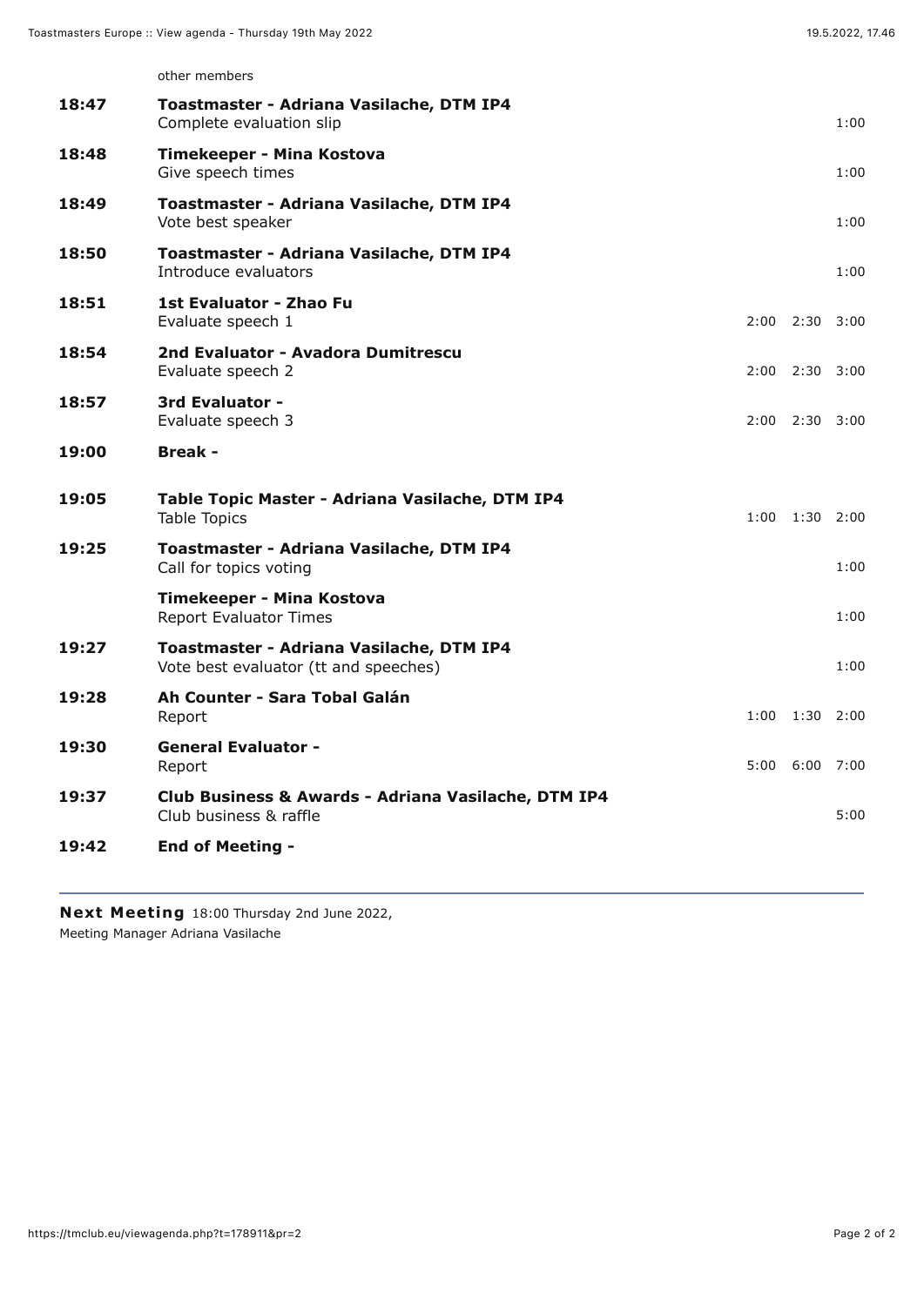| | | | | |
|---|---|---|---|---|
| | other members | | | |
| **18:47** | **Toastmaster - Adriana Vasilache, DTM IP4**<br>Complete evaluation slip | | | 1:00 |
| **18:48** | **Timekeeper - Mina Kostova**<br>Give speech times | | | 1:00 |
| **18:49** | **Toastmaster - Adriana Vasilache, DTM IP4**<br>Vote best speaker | | | 1:00 |
| **18:50** | **Toastmaster - Adriana Vasilache, DTM IP4**<br>Introduce evaluators | | | 1:00 |
| **18:51** | **1st Evaluator - Zhao Fu**<br>Evaluate speech 1 | 2:00 | 2:30 | 3:00 |
| **18:54** | **2nd Evaluator - Avadora Dumitrescu**<br>Evaluate speech 2 | 2:00 | 2:30 | 3:00 |
| **18:57** | **3rd Evaluator -**<br>Evaluate speech 3 | 2:00 | 2:30 | 3:00 |
| **19:00** | **Break -** | | | |
| **19:05** | **Table Topic Master - Adriana Vasilache, DTM IP4**<br>Table Topics | 1:00 | 1:30 | 2:00 |
| **19:25** | **Toastmaster - Adriana Vasilache, DTM IP4**<br>Call for topics voting | | | 1:00 |
| | **Timekeeper - Mina Kostova**<br>Report Evaluator Times | | | 1:00 |
| **19:27** | **Toastmaster - Adriana Vasilache, DTM IP4**<br>Vote best evaluator (tt and speeches) | | | 1:00 |
| **19:28** | **Ah Counter - Sara Tobal Galán**<br>Report | 1:00 | 1:30 | 2:00 |
| **19:30** | **General Evaluator -**<br>Report | 5:00 | 6:00 | 7:00 |
| **19:37** | **Club Business & Awards - Adriana Vasilache, DTM IP4**<br>Club business & raffle | | | 5:00 |
| **19:42** | **End of Meeting -** | | | |

---

**Next Meeting** 18:00 Thursday 2nd June 2022,
Meeting Manager Adriana Vasilache